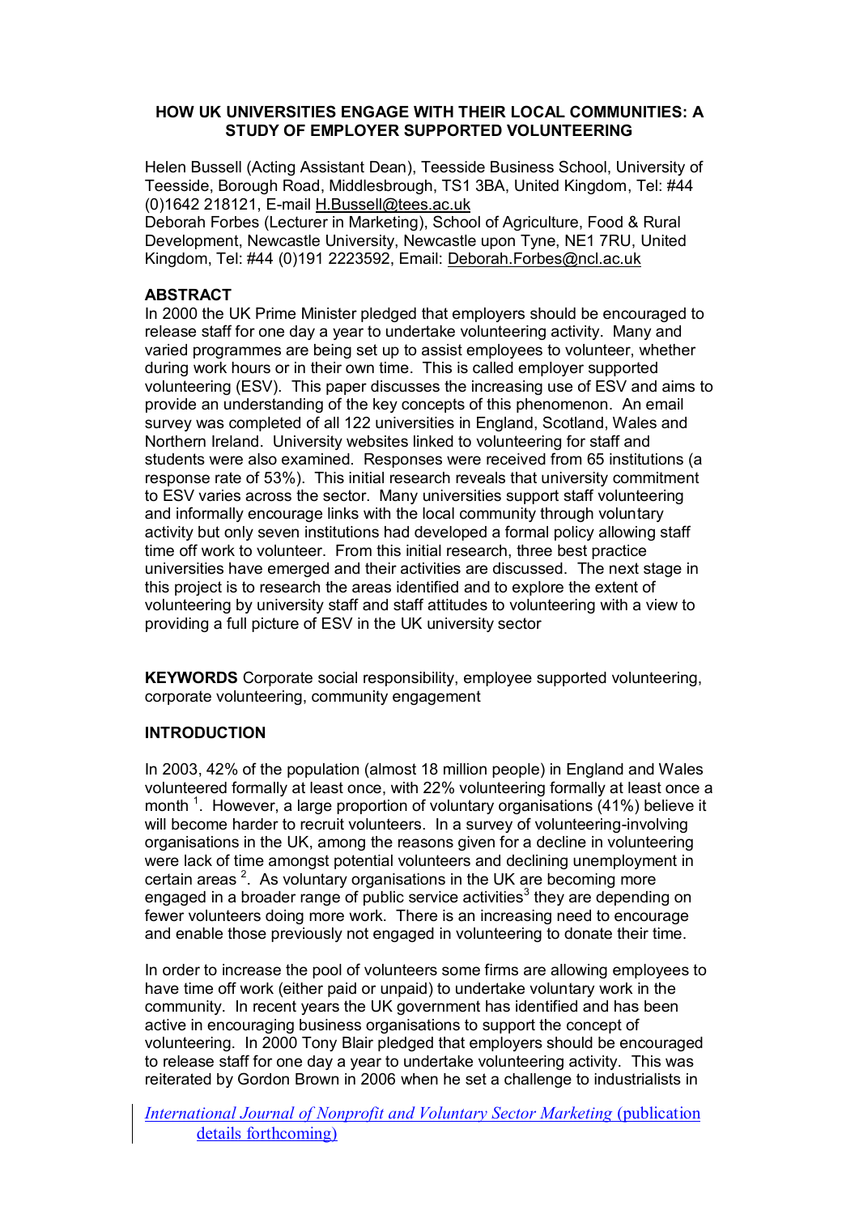# HOW UK UNIVERSITIES ENGAGE WITH THEIR LOCAL COMMUNITIES: A STUDY OF EMPLOYER SUPPORTED VOLUNTEERING

Helen Bussell (Acting Assistant Dean), Teesside Business School, University of Teesside, Borough Road, Middlesbrough, TS1 3BA, United Kingdom, Tel: #44 (0)1642 218121, E-mail H.Bussell@tees.ac.uk
Deborah Forbes (Lecturer in Marketing), School of Agriculture, Food & Rural Development, Newcastle University, Newcastle upon Tyne, NE1 7RU, United Kingdom, Tel: #44 (0)191 2223592, Email: Deborah.Forbes@ncl.ac.uk

## ABSTRACT

In 2000 the UK Prime Minister pledged that employers should be encouraged to release staff for one day a year to undertake volunteering activity. Many and varied programmes are being set up to assist employees to volunteer, whether during work hours or in their own time. This is called employer supported volunteering (ESV). This paper discusses the increasing use of ESV and aims to provide an understanding of the key concepts of this phenomenon. An email survey was completed of all 122 universities in England, Scotland, Wales and Northern Ireland. University websites linked to volunteering for staff and students were also examined. Responses were received from 65 institutions (a response rate of 53%). This initial research reveals that university commitment to ESV varies across the sector. Many universities support staff volunteering and informally encourage links with the local community through voluntary activity but only seven institutions had developed a formal policy allowing staff time off work to volunteer. From this initial research, three best practice universities have emerged and their activities are discussed. The next stage in this project is to research the areas identified and to explore the extent of volunteering by university staff and staff attitudes to volunteering with a view to providing a full picture of ESV in the UK university sector

**KEYWORDS** Corporate social responsibility, employee supported volunteering, corporate volunteering, community engagement

## INTRODUCTION

In 2003, 42% of the population (almost 18 million people) in England and Wales volunteered formally at least once, with 22% volunteering formally at least once a month [1]. However, a large proportion of voluntary organisations (41%) believe it will become harder to recruit volunteers. In a survey of volunteering-involving organisations in the UK, among the reasons given for a decline in volunteering were lack of time amongst potential volunteers and declining unemployment in certain areas [2]. As voluntary organisations in the UK are becoming more engaged in a broader range of public service activities[3] they are depending on fewer volunteers doing more work. There is an increasing need to encourage and enable those previously not engaged in volunteering to donate their time.

In order to increase the pool of volunteers some firms are allowing employees to have time off work (either paid or unpaid) to undertake voluntary work in the community. In recent years the UK government has identified and has been active in encouraging business organisations to support the concept of volunteering. In 2000 Tony Blair pledged that employers should be encouraged to release staff for one day a year to undertake volunteering activity. This was reiterated by Gordon Brown in 2006 when he set a challenge to industrialists in

*International Journal of Nonprofit and Voluntary Sector Marketing* (publication details forthcoming)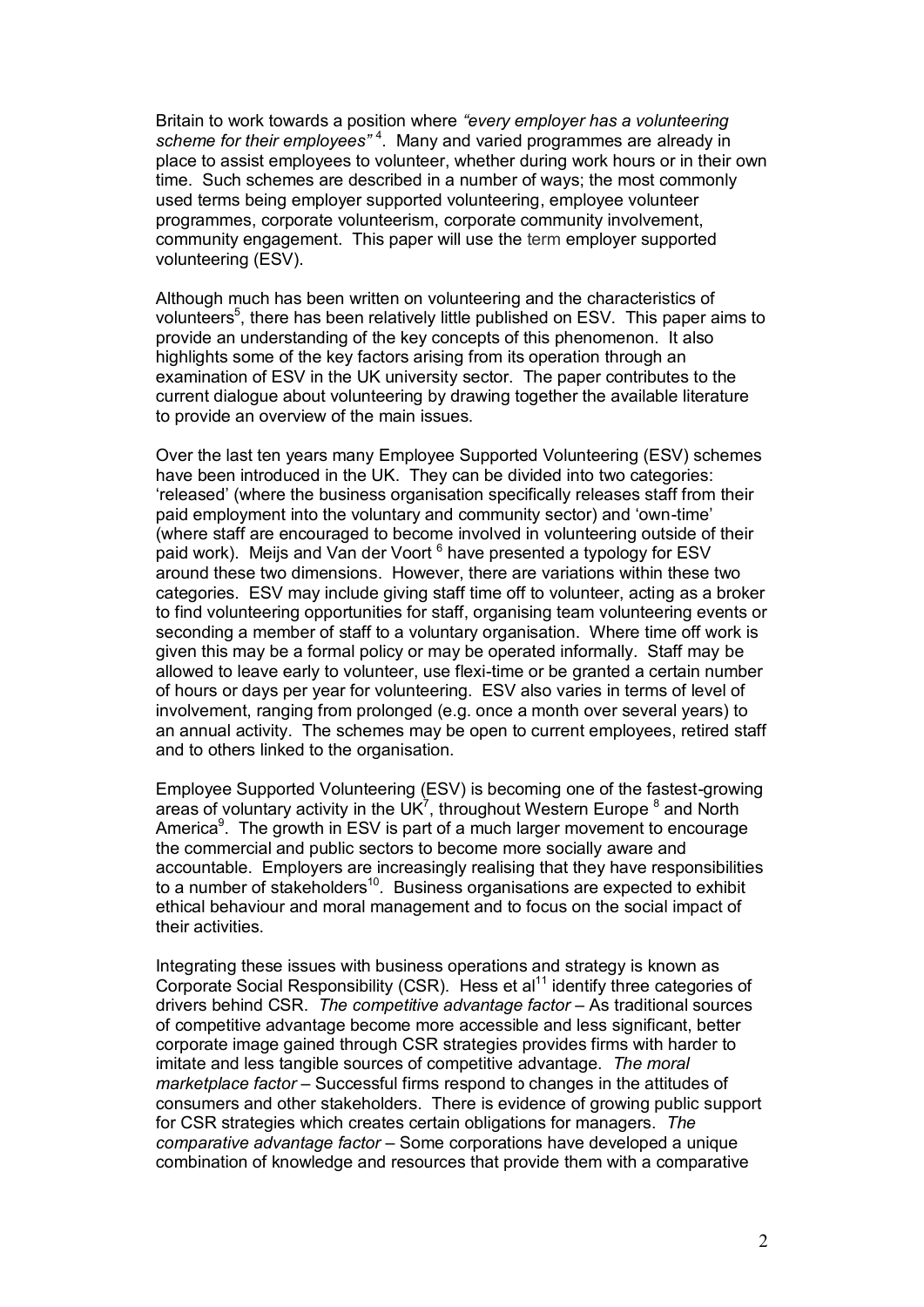Britain to work towards a position where *"every employer has a volunteering scheme for their employees"* [4]. Many and varied programmes are already in place to assist employees to volunteer, whether during work hours or in their own time. Such schemes are described in a number of ways; the most commonly used terms being employer supported volunteering, employee volunteer programmes, corporate volunteerism, corporate community involvement, community engagement. This paper will use the term employer supported volunteering (ESV).

Although much has been written on volunteering and the characteristics of volunteers[5], there has been relatively little published on ESV. This paper aims to provide an understanding of the key concepts of this phenomenon. It also highlights some of the key factors arising from its operation through an examination of ESV in the UK university sector. The paper contributes to the current dialogue about volunteering by drawing together the available literature to provide an overview of the main issues.

Over the last ten years many Employee Supported Volunteering (ESV) schemes have been introduced in the UK. They can be divided into two categories: 'released' (where the business organisation specifically releases staff from their paid employment into the voluntary and community sector) and 'own-time' (where staff are encouraged to become involved in volunteering outside of their paid work). Meijs and Van der Voort [6] have presented a typology for ESV around these two dimensions. However, there are variations within these two categories. ESV may include giving staff time off to volunteer, acting as a broker to find volunteering opportunities for staff, organising team volunteering events or seconding a member of staff to a voluntary organisation. Where time off work is given this may be a formal policy or may be operated informally. Staff may be allowed to leave early to volunteer, use flexi-time or be granted a certain number of hours or days per year for volunteering. ESV also varies in terms of level of involvement, ranging from prolonged (e.g. once a month over several years) to an annual activity. The schemes may be open to current employees, retired staff and to others linked to the organisation.

Employee Supported Volunteering (ESV) is becoming one of the fastest-growing areas of voluntary activity in the UK[7], throughout Western Europe [8] and North America[9]. The growth in ESV is part of a much larger movement to encourage the commercial and public sectors to become more socially aware and accountable. Employers are increasingly realising that they have responsibilities to a number of stakeholders[10]. Business organisations are expected to exhibit ethical behaviour and moral management and to focus on the social impact of their activities.

Integrating these issues with business operations and strategy is known as Corporate Social Responsibility (CSR). Hess et al[11] identify three categories of drivers behind CSR. *The competitive advantage factor* – As traditional sources of competitive advantage become more accessible and less significant, better corporate image gained through CSR strategies provides firms with harder to imitate and less tangible sources of competitive advantage. *The moral marketplace factor* – Successful firms respond to changes in the attitudes of consumers and other stakeholders. There is evidence of growing public support for CSR strategies which creates certain obligations for managers. *The comparative advantage factor* – Some corporations have developed a unique combination of knowledge and resources that provide them with a comparative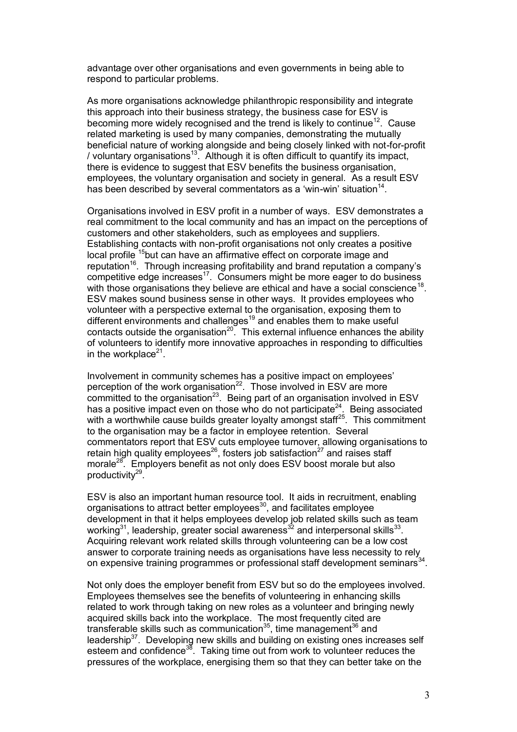advantage over other organisations and even governments in being able to respond to particular problems.

As more organisations acknowledge philanthropic responsibility and integrate this approach into their business strategy, the business case for ESV is becoming more widely recognised and the trend is likely to continue[12]. Cause related marketing is used by many companies, demonstrating the mutually beneficial nature of working alongside and being closely linked with not-for-profit / voluntary organisations[13]. Although it is often difficult to quantify its impact, there is evidence to suggest that ESV benefits the business organisation, employees, the voluntary organisation and society in general. As a result ESV has been described by several commentators as a 'win-win' situation[14].

Organisations involved in ESV profit in a number of ways. ESV demonstrates a real commitment to the local community and has an impact on the perceptions of customers and other stakeholders, such as employees and suppliers. Establishing contacts with non-profit organisations not only creates a positive local profile [15]but can have an affirmative effect on corporate image and reputation[16]. Through increasing profitability and brand reputation a company's competitive edge increases[17]. Consumers might be more eager to do business with those organisations they believe are ethical and have a social conscience[18]. ESV makes sound business sense in other ways. It provides employees who volunteer with a perspective external to the organisation, exposing them to different environments and challenges[19] and enables them to make useful contacts outside the organisation[20]. This external influence enhances the ability of volunteers to identify more innovative approaches in responding to difficulties in the workplace[21].

Involvement in community schemes has a positive impact on employees' perception of the work organisation[22]. Those involved in ESV are more committed to the organisation[23]. Being part of an organisation involved in ESV has a positive impact even on those who do not participate[24]. Being associated with a worthwhile cause builds greater loyalty amongst staff[25]. This commitment to the organisation may be a factor in employee retention. Several commentators report that ESV cuts employee turnover, allowing organisations to retain high quality employees[26], fosters job satisfaction[27] and raises staff morale[28]. Employers benefit as not only does ESV boost morale but also productivity[29].

ESV is also an important human resource tool. It aids in recruitment, enabling organisations to attract better employees[30], and facilitates employee development in that it helps employees develop job related skills such as team working[31], leadership, greater social awareness[32] and interpersonal skills[33]. Acquiring relevant work related skills through volunteering can be a low cost answer to corporate training needs as organisations have less necessity to rely on expensive training programmes or professional staff development seminars[34].

Not only does the employer benefit from ESV but so do the employees involved. Employees themselves see the benefits of volunteering in enhancing skills related to work through taking on new roles as a volunteer and bringing newly acquired skills back into the workplace. The most frequently cited are transferable skills such as communication[35], time management[36] and leadership[37]. Developing new skills and building on existing ones increases self esteem and confidence[38]. Taking time out from work to volunteer reduces the pressures of the workplace, energising them so that they can better take on the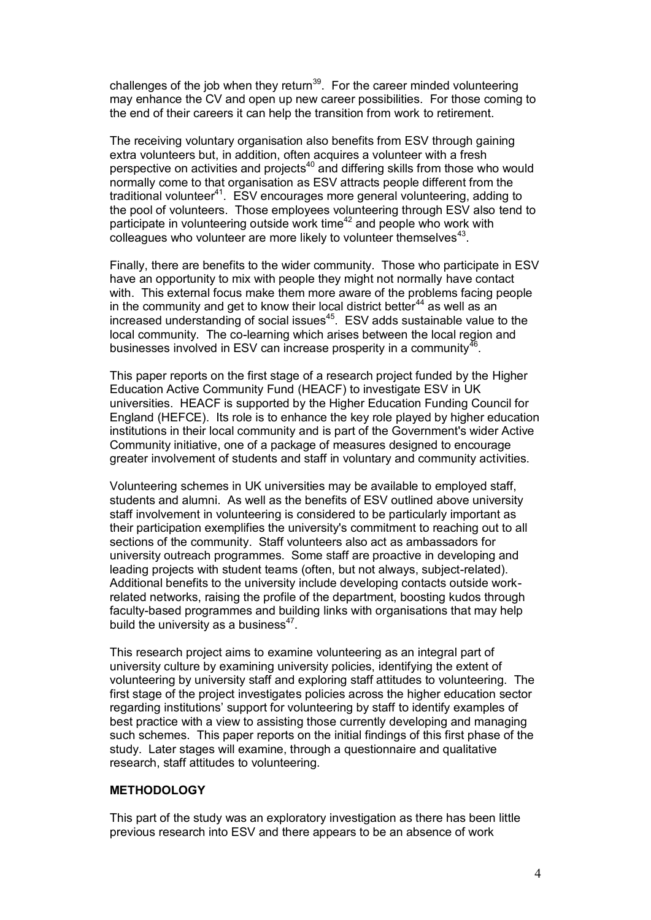challenges of the job when they return[39]. For the career minded volunteering may enhance the CV and open up new career possibilities. For those coming to the end of their careers it can help the transition from work to retirement.

The receiving voluntary organisation also benefits from ESV through gaining extra volunteers but, in addition, often acquires a volunteer with a fresh perspective on activities and projects[40] and differing skills from those who would normally come to that organisation as ESV attracts people different from the traditional volunteer[41]. ESV encourages more general volunteering, adding to the pool of volunteers. Those employees volunteering through ESV also tend to participate in volunteering outside work time[42] and people who work with colleagues who volunteer are more likely to volunteer themselves[43].

Finally, there are benefits to the wider community. Those who participate in ESV have an opportunity to mix with people they might not normally have contact with. This external focus make them more aware of the problems facing people in the community and get to know their local district better[44] as well as an increased understanding of social issues[45]. ESV adds sustainable value to the local community. The co-learning which arises between the local region and businesses involved in ESV can increase prosperity in a community[46].

This paper reports on the first stage of a research project funded by the Higher Education Active Community Fund (HEACF) to investigate ESV in UK universities. HEACF is supported by the Higher Education Funding Council for England (HEFCE). Its role is to enhance the key role played by higher education institutions in their local community and is part of the Government's wider Active Community initiative, one of a package of measures designed to encourage greater involvement of students and staff in voluntary and community activities.

Volunteering schemes in UK universities may be available to employed staff, students and alumni. As well as the benefits of ESV outlined above university staff involvement in volunteering is considered to be particularly important as their participation exemplifies the university's commitment to reaching out to all sections of the community. Staff volunteers also act as ambassadors for university outreach programmes. Some staff are proactive in developing and leading projects with student teams (often, but not always, subject-related). Additional benefits to the university include developing contacts outside work-related networks, raising the profile of the department, boosting kudos through faculty-based programmes and building links with organisations that may help build the university as a business[47].

This research project aims to examine volunteering as an integral part of university culture by examining university policies, identifying the extent of volunteering by university staff and exploring staff attitudes to volunteering. The first stage of the project investigates policies across the higher education sector regarding institutions' support for volunteering by staff to identify examples of best practice with a view to assisting those currently developing and managing such schemes. This paper reports on the initial findings of this first phase of the study. Later stages will examine, through a questionnaire and qualitative research, staff attitudes to volunteering.

## METHODOLOGY

This part of the study was an exploratory investigation as there has been little previous research into ESV and there appears to be an absence of work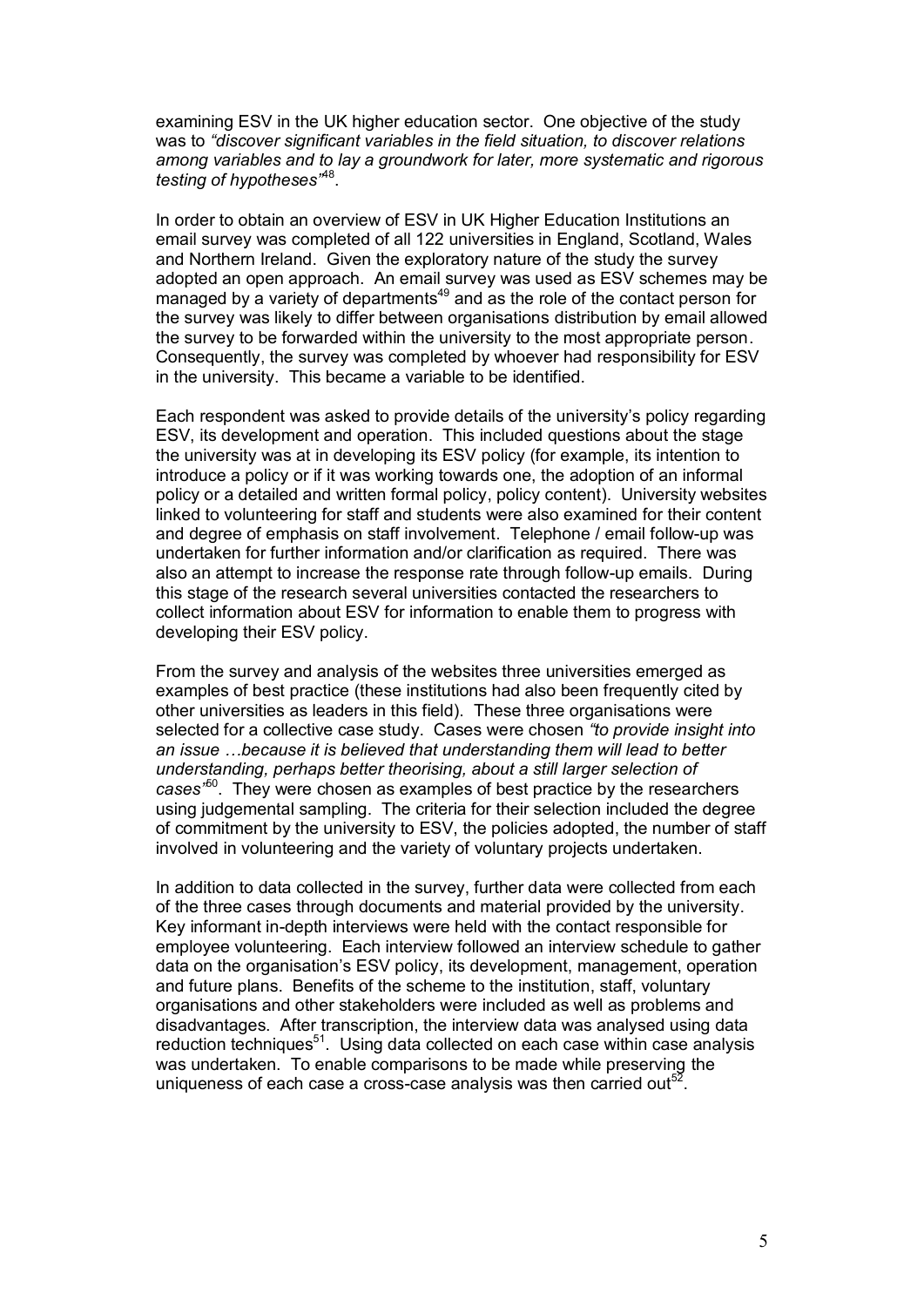examining ESV in the UK higher education sector. One objective of the study was to *"discover significant variables in the field situation, to discover relations among variables and to lay a groundwork for later, more systematic and rigorous testing of hypotheses"*[48].

In order to obtain an overview of ESV in UK Higher Education Institutions an email survey was completed of all 122 universities in England, Scotland, Wales and Northern Ireland. Given the exploratory nature of the study the survey adopted an open approach. An email survey was used as ESV schemes may be managed by a variety of departments[49] and as the role of the contact person for the survey was likely to differ between organisations distribution by email allowed the survey to be forwarded within the university to the most appropriate person. Consequently, the survey was completed by whoever had responsibility for ESV in the university. This became a variable to be identified.

Each respondent was asked to provide details of the university's policy regarding ESV, its development and operation. This included questions about the stage the university was at in developing its ESV policy (for example, its intention to introduce a policy or if it was working towards one, the adoption of an informal policy or a detailed and written formal policy, policy content). University websites linked to volunteering for staff and students were also examined for their content and degree of emphasis on staff involvement. Telephone / email follow-up was undertaken for further information and/or clarification as required. There was also an attempt to increase the response rate through follow-up emails. During this stage of the research several universities contacted the researchers to collect information about ESV for information to enable them to progress with developing their ESV policy.

From the survey and analysis of the websites three universities emerged as examples of best practice (these institutions had also been frequently cited by other universities as leaders in this field). These three organisations were selected for a collective case study. Cases were chosen *"to provide insight into an issue …because it is believed that understanding them will lead to better understanding, perhaps better theorising, about a still larger selection of cases"*[50]. They were chosen as examples of best practice by the researchers using judgemental sampling. The criteria for their selection included the degree of commitment by the university to ESV, the policies adopted, the number of staff involved in volunteering and the variety of voluntary projects undertaken.

In addition to data collected in the survey, further data were collected from each of the three cases through documents and material provided by the university. Key informant in-depth interviews were held with the contact responsible for employee volunteering. Each interview followed an interview schedule to gather data on the organisation's ESV policy, its development, management, operation and future plans. Benefits of the scheme to the institution, staff, voluntary organisations and other stakeholders were included as well as problems and disadvantages. After transcription, the interview data was analysed using data reduction techniques[51]. Using data collected on each case within case analysis was undertaken. To enable comparisons to be made while preserving the uniqueness of each case a cross-case analysis was then carried out[52].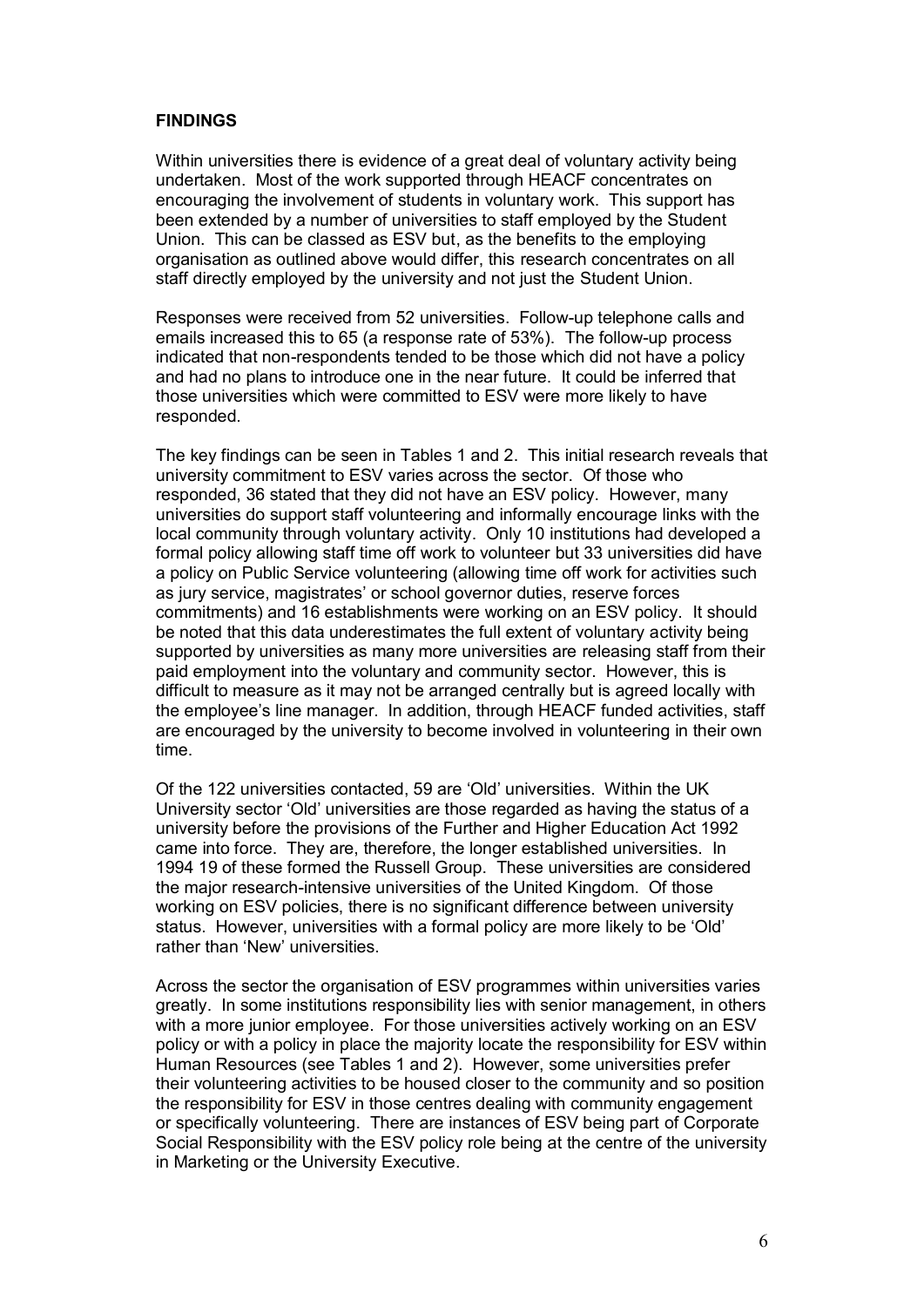**FINDINGS**

Within universities there is evidence of a great deal of voluntary activity being undertaken. Most of the work supported through HEACF concentrates on encouraging the involvement of students in voluntary work. This support has been extended by a number of universities to staff employed by the Student Union. This can be classed as ESV but, as the benefits to the employing organisation as outlined above would differ, this research concentrates on all staff directly employed by the university and not just the Student Union.

Responses were received from 52 universities. Follow-up telephone calls and emails increased this to 65 (a response rate of 53%). The follow-up process indicated that non-respondents tended to be those which did not have a policy and had no plans to introduce one in the near future. It could be inferred that those universities which were committed to ESV were more likely to have responded.

The key findings can be seen in Tables 1 and 2. This initial research reveals that university commitment to ESV varies across the sector. Of those who responded, 36 stated that they did not have an ESV policy. However, many universities do support staff volunteering and informally encourage links with the local community through voluntary activity. Only 10 institutions had developed a formal policy allowing staff time off work to volunteer but 33 universities did have a policy on Public Service volunteering (allowing time off work for activities such as jury service, magistrates' or school governor duties, reserve forces commitments) and 16 establishments were working on an ESV policy. It should be noted that this data underestimates the full extent of voluntary activity being supported by universities as many more universities are releasing staff from their paid employment into the voluntary and community sector. However, this is difficult to measure as it may not be arranged centrally but is agreed locally with the employee's line manager. In addition, through HEACF funded activities, staff are encouraged by the university to become involved in volunteering in their own time.

Of the 122 universities contacted, 59 are 'Old' universities. Within the UK University sector 'Old' universities are those regarded as having the status of a university before the provisions of the Further and Higher Education Act 1992 came into force. They are, therefore, the longer established universities. In 1994 19 of these formed the Russell Group. These universities are considered the major research-intensive universities of the United Kingdom. Of those working on ESV policies, there is no significant difference between university status. However, universities with a formal policy are more likely to be 'Old' rather than 'New' universities.

Across the sector the organisation of ESV programmes within universities varies greatly. In some institutions responsibility lies with senior management, in others with a more junior employee. For those universities actively working on an ESV policy or with a policy in place the majority locate the responsibility for ESV within Human Resources (see Tables 1 and 2). However, some universities prefer their volunteering activities to be housed closer to the community and so position the responsibility for ESV in those centres dealing with community engagement or specifically volunteering. There are instances of ESV being part of Corporate Social Responsibility with the ESV policy role being at the centre of the university in Marketing or the University Executive.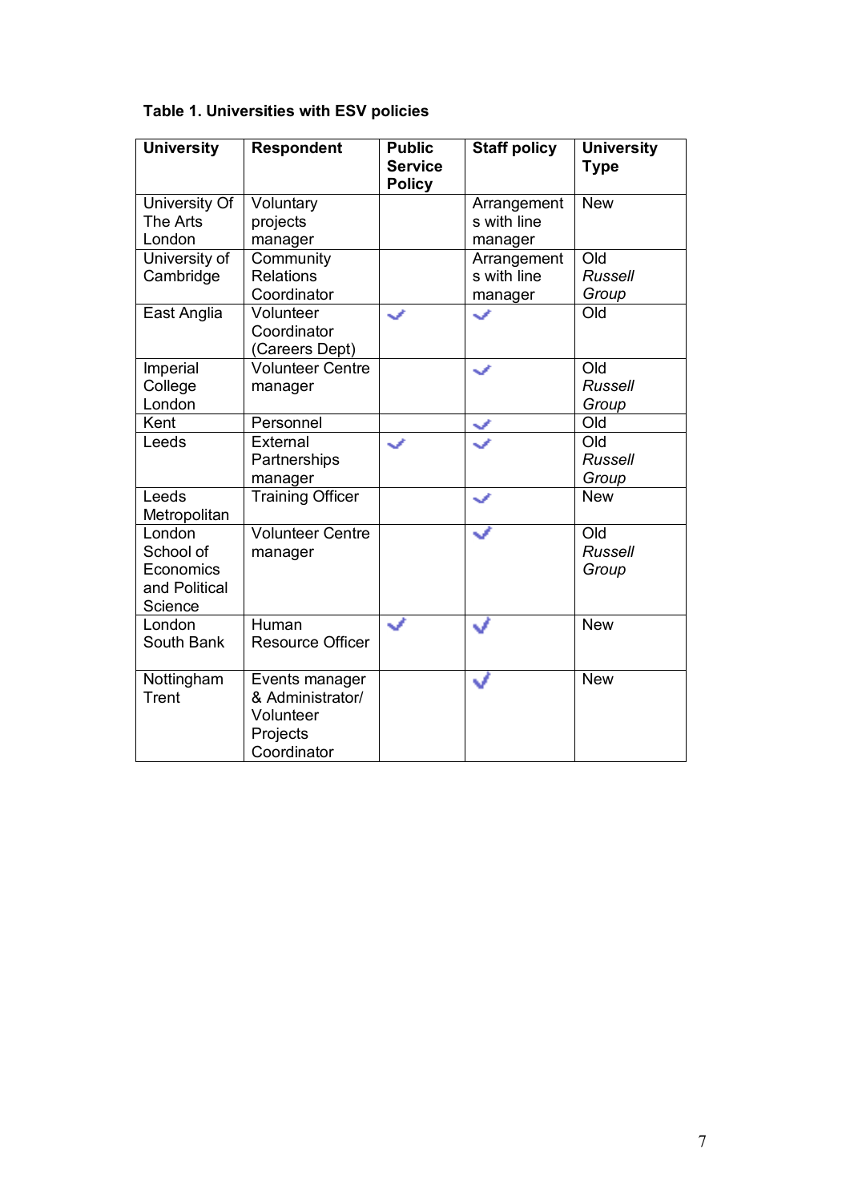**Table 1. Universities with ESV policies**

| University | Respondent | Public Service Policy | Staff policy | University Type |
|---|---|---|---|---|
| University Of The Arts London | Voluntary projects manager | | Arrangements with line manager | New |
| University of Cambridge | Community Relations Coordinator | | Arrangements with line manager | Old *Russell Group* |
| East Anglia | Volunteer Coordinator (Careers Dept) | ✓ | ✓ | Old |
| Imperial College London | Volunteer Centre manager | | ✓ | Old *Russell Group* |
| Kent | Personnel | | ✓ | Old |
| Leeds | External Partnerships manager | ✓ | ✓ | Old *Russell Group* |
| Leeds Metropolitan | Training Officer | | ✓ | New |
| London School of Economics and Political Science | Volunteer Centre manager | | ✓ | Old *Russell Group* |
| London South Bank | Human Resource Officer | ✓ | ✓ | New |
| Nottingham Trent | Events manager & Administrator/ Volunteer Projects Coordinator | | ✓ | New |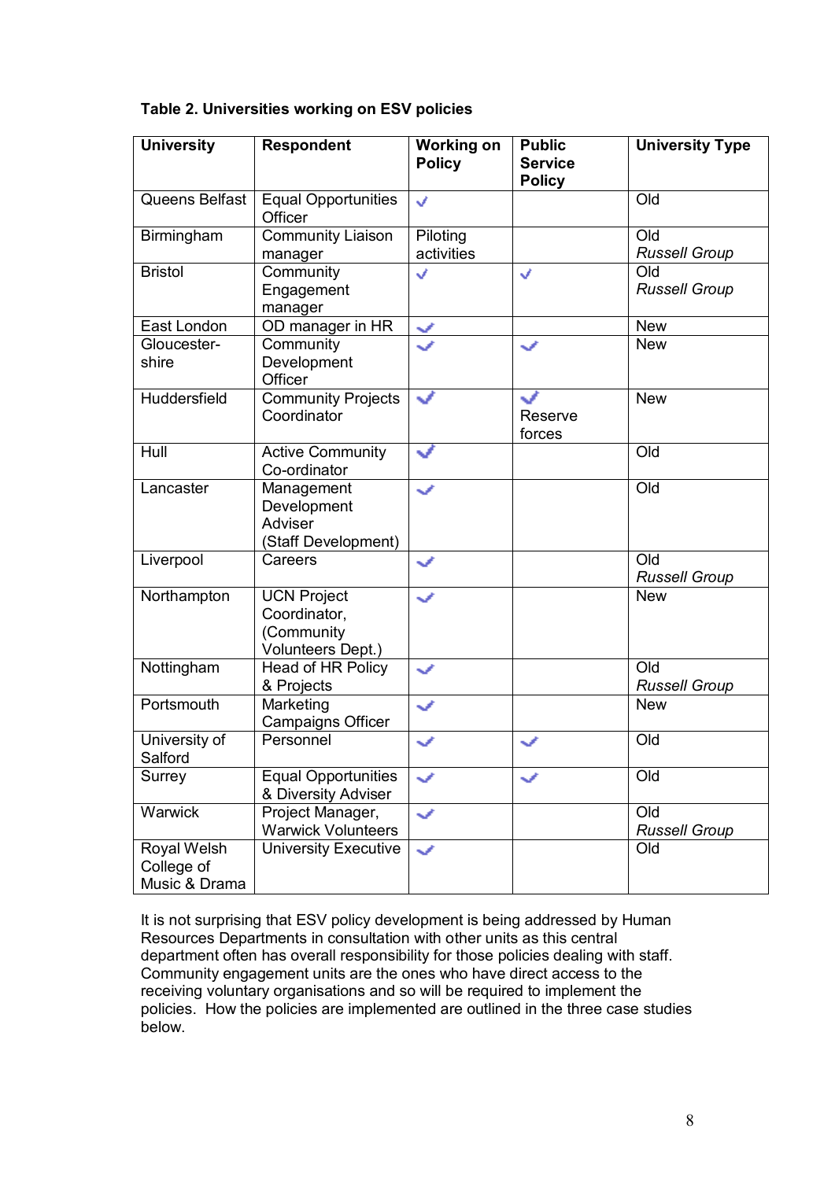**Table 2. Universities working on ESV policies**

| University | Respondent | Working on Policy | Public Service Policy | University Type |
|---|---|---|---|---|
| Queens Belfast | Equal Opportunities Officer | ✓ | | Old |
| Birmingham | Community Liaison manager | Piloting activities | | Old *Russell Group* |
| Bristol | Community Engagement manager | ✓ | ✓ | Old *Russell Group* |
| East London | OD manager in HR | ✓ | | New |
| Gloucester-shire | Community Development Officer | ✓ | ✓ | New |
| Huddersfield | Community Projects Coordinator | ✓ | ✓ Reserve forces | New |
| Hull | Active Community Co-ordinator | ✓ | | Old |
| Lancaster | Management Development Adviser (Staff Development) | ✓ | | Old |
| Liverpool | Careers | ✓ | | Old *Russell Group* |
| Northampton | UCN Project Coordinator, (Community Volunteers Dept.) | ✓ | | New |
| Nottingham | Head of HR Policy & Projects | ✓ | | Old *Russell Group* |
| Portsmouth | Marketing Campaigns Officer | ✓ | | New |
| University of Salford | Personnel | ✓ | ✓ | Old |
| Surrey | Equal Opportunities & Diversity Adviser | ✓ | ✓ | Old |
| Warwick | Project Manager, Warwick Volunteers | ✓ | | Old *Russell Group* |
| Royal Welsh College of Music & Drama | University Executive | ✓ | | Old |

It is not surprising that ESV policy development is being addressed by Human Resources Departments in consultation with other units as this central department often has overall responsibility for those policies dealing with staff. Community engagement units are the ones who have direct access to the receiving voluntary organisations and so will be required to implement the policies. How the policies are implemented are outlined in the three case studies below.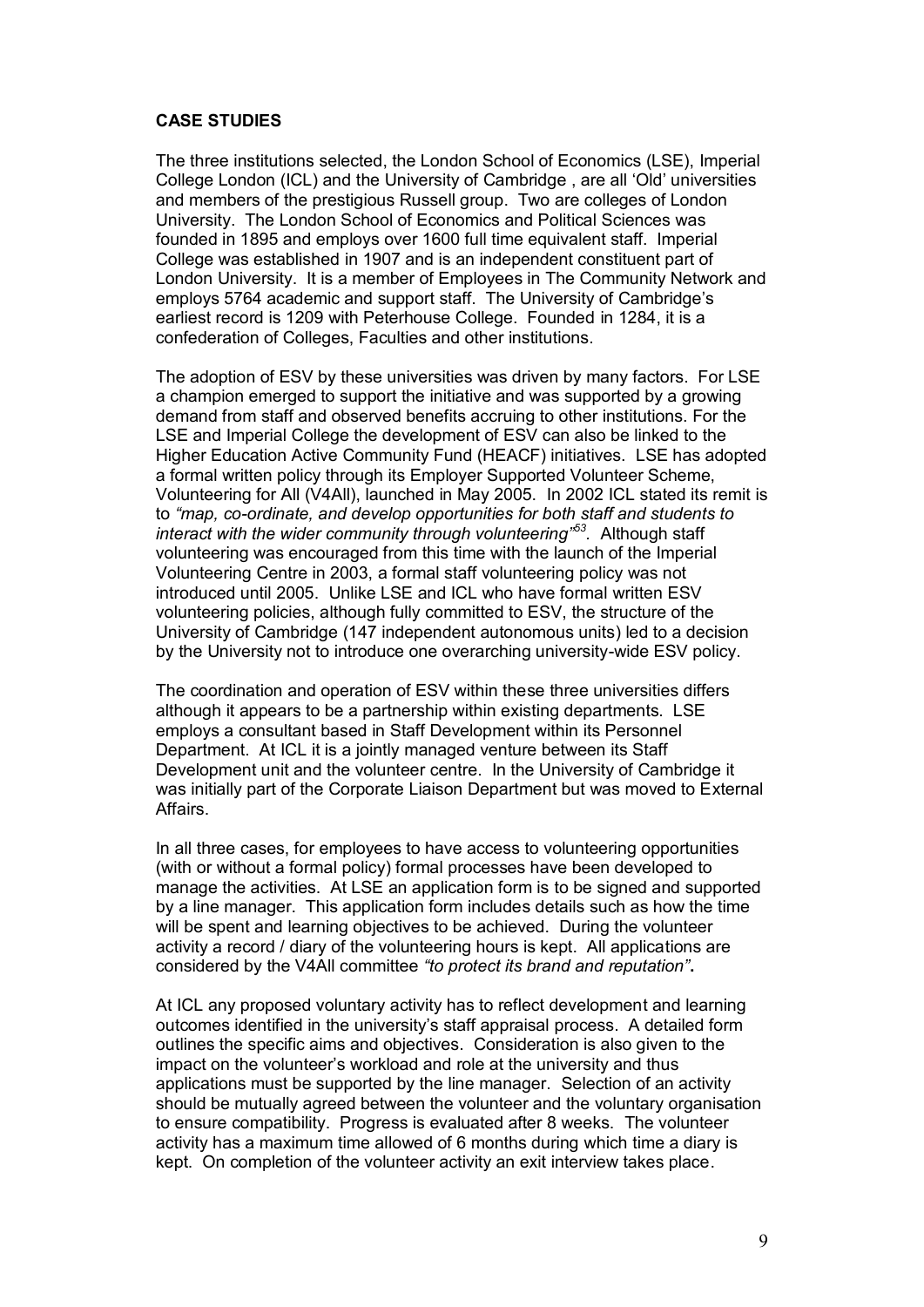**CASE STUDIES**

The three institutions selected, the London School of Economics (LSE), Imperial College London (ICL) and the University of Cambridge , are all 'Old' universities and members of the prestigious Russell group. Two are colleges of London University. The London School of Economics and Political Sciences was founded in 1895 and employs over 1600 full time equivalent staff. Imperial College was established in 1907 and is an independent constituent part of London University. It is a member of Employees in The Community Network and employs 5764 academic and support staff. The University of Cambridge's earliest record is 1209 with Peterhouse College. Founded in 1284, it is a confederation of Colleges, Faculties and other institutions.

The adoption of ESV by these universities was driven by many factors. For LSE a champion emerged to support the initiative and was supported by a growing demand from staff and observed benefits accruing to other institutions. For the LSE and Imperial College the development of ESV can also be linked to the Higher Education Active Community Fund (HEACF) initiatives. LSE has adopted a formal written policy through its Employer Supported Volunteer Scheme, Volunteering for All (V4All), launched in May 2005. In 2002 ICL stated its remit is to *"map, co-ordinate, and develop opportunities for both staff and students to interact with the wider community through volunteering"*[63]. Although staff volunteering was encouraged from this time with the launch of the Imperial Volunteering Centre in 2003, a formal staff volunteering policy was not introduced until 2005. Unlike LSE and ICL who have formal written ESV volunteering policies, although fully committed to ESV, the structure of the University of Cambridge (147 independent autonomous units) led to a decision by the University not to introduce one overarching university-wide ESV policy.

The coordination and operation of ESV within these three universities differs although it appears to be a partnership within existing departments. LSE employs a consultant based in Staff Development within its Personnel Department. At ICL it is a jointly managed venture between its Staff Development unit and the volunteer centre. In the University of Cambridge it was initially part of the Corporate Liaison Department but was moved to External Affairs.

In all three cases, for employees to have access to volunteering opportunities (with or without a formal policy) formal processes have been developed to manage the activities. At LSE an application form is to be signed and supported by a line manager. This application form includes details such as how the time will be spent and learning objectives to be achieved. During the volunteer activity a record / diary of the volunteering hours is kept. All applications are considered by the V4All committee *"to protect its brand and reputation"*.

At ICL any proposed voluntary activity has to reflect development and learning outcomes identified in the university's staff appraisal process. A detailed form outlines the specific aims and objectives. Consideration is also given to the impact on the volunteer's workload and role at the university and thus applications must be supported by the line manager. Selection of an activity should be mutually agreed between the volunteer and the voluntary organisation to ensure compatibility. Progress is evaluated after 8 weeks. The volunteer activity has a maximum time allowed of 6 months during which time a diary is kept. On completion of the volunteer activity an exit interview takes place.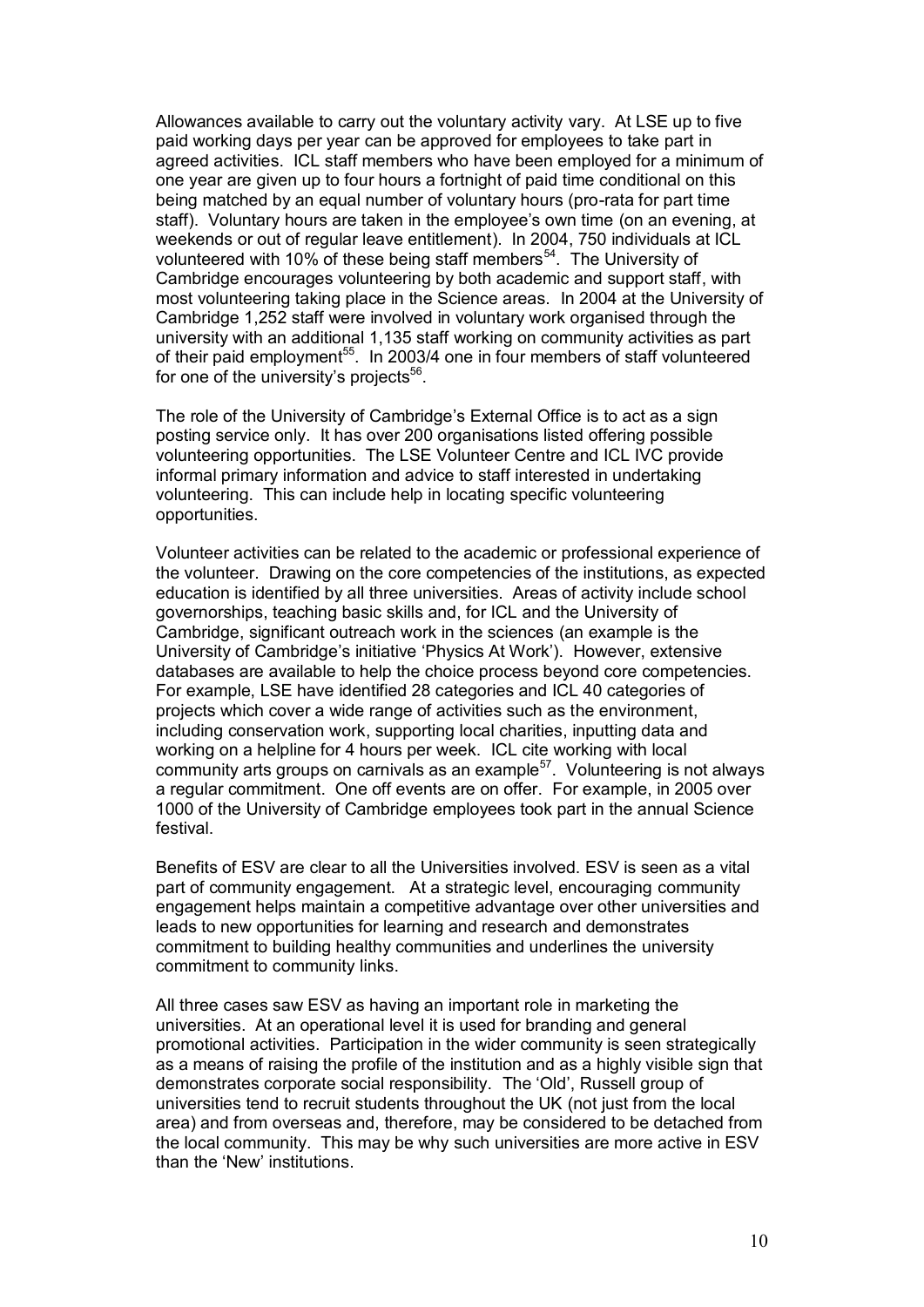Allowances available to carry out the voluntary activity vary. At LSE up to five paid working days per year can be approved for employees to take part in agreed activities. ICL staff members who have been employed for a minimum of one year are given up to four hours a fortnight of paid time conditional on this being matched by an equal number of voluntary hours (pro-rata for part time staff). Voluntary hours are taken in the employee's own time (on an evening, at weekends or out of regular leave entitlement). In 2004, 750 individuals at ICL volunteered with 10% of these being staff members[54]. The University of Cambridge encourages volunteering by both academic and support staff, with most volunteering taking place in the Science areas. In 2004 at the University of Cambridge 1,252 staff were involved in voluntary work organised through the university with an additional 1,135 staff working on community activities as part of their paid employment[55]. In 2003/4 one in four members of staff volunteered for one of the university's projects[56].

The role of the University of Cambridge's External Office is to act as a sign posting service only. It has over 200 organisations listed offering possible volunteering opportunities. The LSE Volunteer Centre and ICL IVC provide informal primary information and advice to staff interested in undertaking volunteering. This can include help in locating specific volunteering opportunities.

Volunteer activities can be related to the academic or professional experience of the volunteer. Drawing on the core competencies of the institutions, as expected education is identified by all three universities. Areas of activity include school governorships, teaching basic skills and, for ICL and the University of Cambridge, significant outreach work in the sciences (an example is the University of Cambridge's initiative 'Physics At Work'). However, extensive databases are available to help the choice process beyond core competencies. For example, LSE have identified 28 categories and ICL 40 categories of projects which cover a wide range of activities such as the environment, including conservation work, supporting local charities, inputting data and working on a helpline for 4 hours per week. ICL cite working with local community arts groups on carnivals as an example[57]. Volunteering is not always a regular commitment. One off events are on offer. For example, in 2005 over 1000 of the University of Cambridge employees took part in the annual Science festival.

Benefits of ESV are clear to all the Universities involved. ESV is seen as a vital part of community engagement. At a strategic level, encouraging community engagement helps maintain a competitive advantage over other universities and leads to new opportunities for learning and research and demonstrates commitment to building healthy communities and underlines the university commitment to community links.

All three cases saw ESV as having an important role in marketing the universities. At an operational level it is used for branding and general promotional activities. Participation in the wider community is seen strategically as a means of raising the profile of the institution and as a highly visible sign that demonstrates corporate social responsibility. The 'Old', Russell group of universities tend to recruit students throughout the UK (not just from the local area) and from overseas and, therefore, may be considered to be detached from the local community. This may be why such universities are more active in ESV than the 'New' institutions.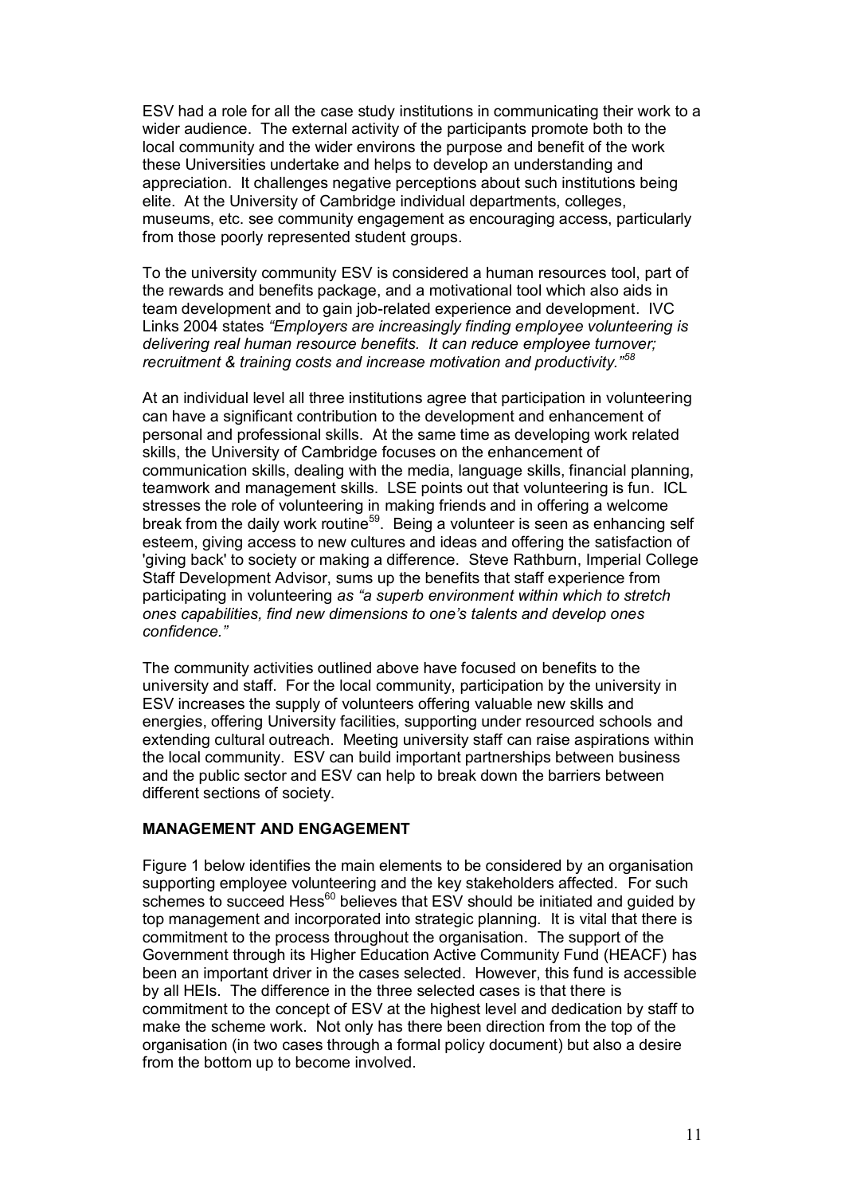ESV had a role for all the case study institutions in communicating their work to a wider audience. The external activity of the participants promote both to the local community and the wider environs the purpose and benefit of the work these Universities undertake and helps to develop an understanding and appreciation. It challenges negative perceptions about such institutions being elite. At the University of Cambridge individual departments, colleges, museums, etc. see community engagement as encouraging access, particularly from those poorly represented student groups.

To the university community ESV is considered a human resources tool, part of the rewards and benefits package, and a motivational tool which also aids in team development and to gain job-related experience and development. IVC Links 2004 states *"Employers are increasingly finding employee volunteering is delivering real human resource benefits. It can reduce employee turnover; recruitment & training costs and increase motivation and productivity."*[58]

At an individual level all three institutions agree that participation in volunteering can have a significant contribution to the development and enhancement of personal and professional skills. At the same time as developing work related skills, the University of Cambridge focuses on the enhancement of communication skills, dealing with the media, language skills, financial planning, teamwork and management skills. LSE points out that volunteering is fun. ICL stresses the role of volunteering in making friends and in offering a welcome break from the daily work routine[59]. Being a volunteer is seen as enhancing self esteem, giving access to new cultures and ideas and offering the satisfaction of 'giving back' to society or making a difference. Steve Rathburn, Imperial College Staff Development Advisor, sums up the benefits that staff experience from participating in volunteering *as "a superb environment within which to stretch ones capabilities, find new dimensions to one's talents and develop ones confidence."*

The community activities outlined above have focused on benefits to the university and staff. For the local community, participation by the university in ESV increases the supply of volunteers offering valuable new skills and energies, offering University facilities, supporting under resourced schools and extending cultural outreach. Meeting university staff can raise aspirations within the local community. ESV can build important partnerships between business and the public sector and ESV can help to break down the barriers between different sections of society.

**MANAGEMENT AND ENGAGEMENT**

Figure 1 below identifies the main elements to be considered by an organisation supporting employee volunteering and the key stakeholders affected. For such schemes to succeed Hess[60] believes that ESV should be initiated and guided by top management and incorporated into strategic planning. It is vital that there is commitment to the process throughout the organisation. The support of the Government through its Higher Education Active Community Fund (HEACF) has been an important driver in the cases selected. However, this fund is accessible by all HEIs. The difference in the three selected cases is that there is commitment to the concept of ESV at the highest level and dedication by staff to make the scheme work. Not only has there been direction from the top of the organisation (in two cases through a formal policy document) but also a desire from the bottom up to become involved.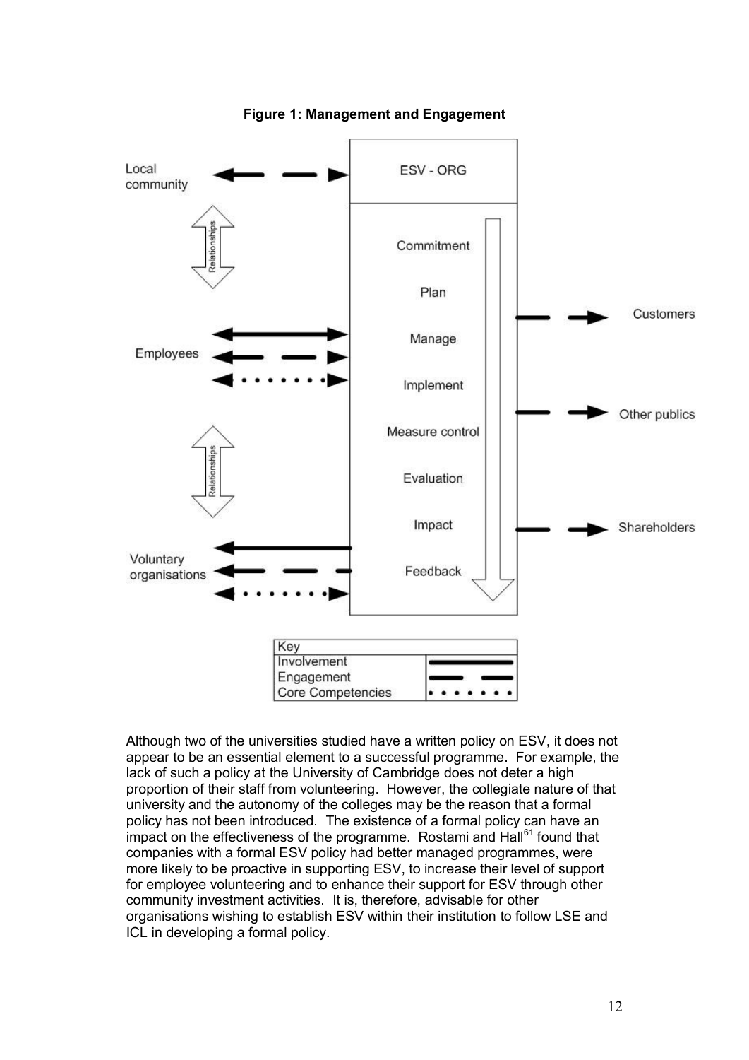**Figure 1: Management and Engagement**

| Key | |
|---|---|
| Involvement | ———— |
| Engagement | — — |
| Core Competencies | • • • • • • • |

Although two of the universities studied have a written policy on ESV, it does not appear to be an essential element to a successful programme. For example, the lack of such a policy at the University of Cambridge does not deter a high proportion of their staff from volunteering. However, the collegiate nature of that university and the autonomy of the colleges may be the reason that a formal policy has not been introduced. The existence of a formal policy can have an impact on the effectiveness of the programme. Rostami and Hall[61] found that companies with a formal ESV policy had better managed programmes, were more likely to be proactive in supporting ESV, to increase their level of support for employee volunteering and to enhance their support for ESV through other community investment activities. It is, therefore, advisable for other organisations wishing to establish ESV within their institution to follow LSE and ICL in developing a formal policy.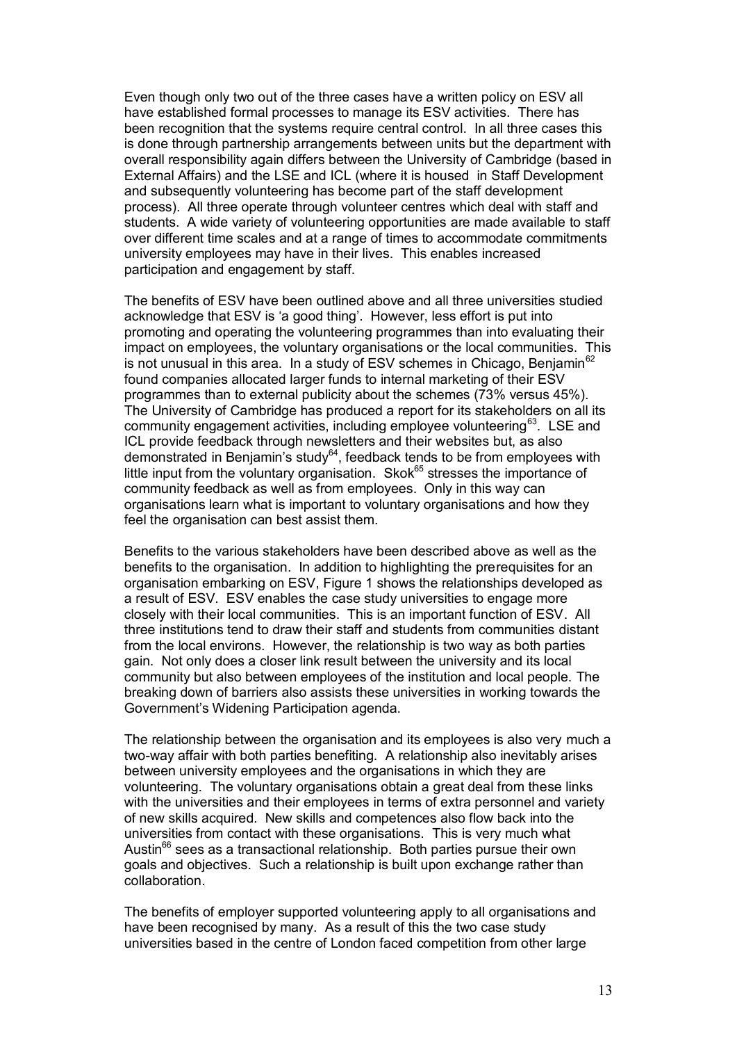Even though only two out of the three cases have a written policy on ESV all have established formal processes to manage its ESV activities. There has been recognition that the systems require central control. In all three cases this is done through partnership arrangements between units but the department with overall responsibility again differs between the University of Cambridge (based in External Affairs) and the LSE and ICL (where it is housed in Staff Development and subsequently volunteering has become part of the staff development process). All three operate through volunteer centres which deal with staff and students. A wide variety of volunteering opportunities are made available to staff over different time scales and at a range of times to accommodate commitments university employees may have in their lives. This enables increased participation and engagement by staff.

The benefits of ESV have been outlined above and all three universities studied acknowledge that ESV is 'a good thing'. However, less effort is put into promoting and operating the volunteering programmes than into evaluating their impact on employees, the voluntary organisations or the local communities. This is not unusual in this area. In a study of ESV schemes in Chicago, Benjamin[62] found companies allocated larger funds to internal marketing of their ESV programmes than to external publicity about the schemes (73% versus 45%). The University of Cambridge has produced a report for its stakeholders on all its community engagement activities, including employee volunteering[63]. LSE and ICL provide feedback through newsletters and their websites but, as also demonstrated in Benjamin's study[64], feedback tends to be from employees with little input from the voluntary organisation. Skok[65] stresses the importance of community feedback as well as from employees. Only in this way can organisations learn what is important to voluntary organisations and how they feel the organisation can best assist them.

Benefits to the various stakeholders have been described above as well as the benefits to the organisation. In addition to highlighting the prerequisites for an organisation embarking on ESV, Figure 1 shows the relationships developed as a result of ESV. ESV enables the case study universities to engage more closely with their local communities. This is an important function of ESV. All three institutions tend to draw their staff and students from communities distant from the local environs. However, the relationship is two way as both parties gain. Not only does a closer link result between the university and its local community but also between employees of the institution and local people. The breaking down of barriers also assists these universities in working towards the Government's Widening Participation agenda.

The relationship between the organisation and its employees is also very much a two-way affair with both parties benefiting. A relationship also inevitably arises between university employees and the organisations in which they are volunteering. The voluntary organisations obtain a great deal from these links with the universities and their employees in terms of extra personnel and variety of new skills acquired. New skills and competences also flow back into the universities from contact with these organisations. This is very much what Austin[66] sees as a transactional relationship. Both parties pursue their own goals and objectives. Such a relationship is built upon exchange rather than collaboration.

The benefits of employer supported volunteering apply to all organisations and have been recognised by many. As a result of this the two case study universities based in the centre of London faced competition from other large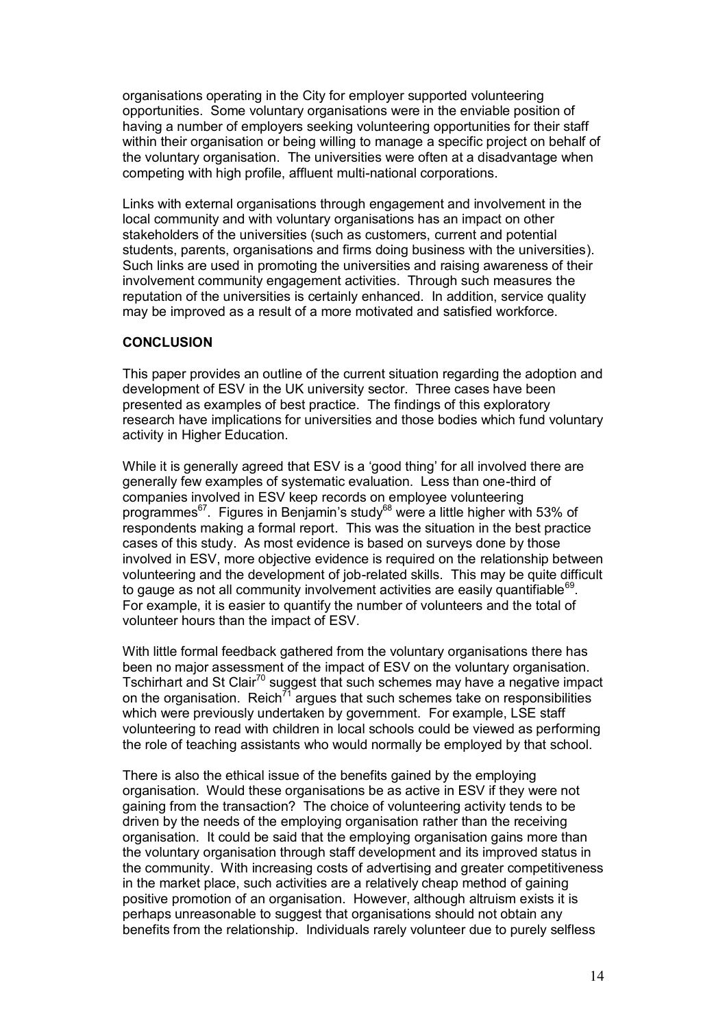organisations operating in the City for employer supported volunteering opportunities. Some voluntary organisations were in the enviable position of having a number of employers seeking volunteering opportunities for their staff within their organisation or being willing to manage a specific project on behalf of the voluntary organisation. The universities were often at a disadvantage when competing with high profile, affluent multi-national corporations.

Links with external organisations through engagement and involvement in the local community and with voluntary organisations has an impact on other stakeholders of the universities (such as customers, current and potential students, parents, organisations and firms doing business with the universities). Such links are used in promoting the universities and raising awareness of their involvement community engagement activities. Through such measures the reputation of the universities is certainly enhanced. In addition, service quality may be improved as a result of a more motivated and satisfied workforce.

**CONCLUSION**

This paper provides an outline of the current situation regarding the adoption and development of ESV in the UK university sector. Three cases have been presented as examples of best practice. The findings of this exploratory research have implications for universities and those bodies which fund voluntary activity in Higher Education.

While it is generally agreed that ESV is a 'good thing' for all involved there are generally few examples of systematic evaluation. Less than one-third of companies involved in ESV keep records on employee volunteering programmes[67]. Figures in Benjamin's study[68] were a little higher with 53% of respondents making a formal report. This was the situation in the best practice cases of this study. As most evidence is based on surveys done by those involved in ESV, more objective evidence is required on the relationship between volunteering and the development of job-related skills. This may be quite difficult to gauge as not all community involvement activities are easily quantifiable[69]. For example, it is easier to quantify the number of volunteers and the total of volunteer hours than the impact of ESV.

With little formal feedback gathered from the voluntary organisations there has been no major assessment of the impact of ESV on the voluntary organisation. Tschirhart and St Clair[70] suggest that such schemes may have a negative impact on the organisation. Reich[71] argues that such schemes take on responsibilities which were previously undertaken by government. For example, LSE staff volunteering to read with children in local schools could be viewed as performing the role of teaching assistants who would normally be employed by that school.

There is also the ethical issue of the benefits gained by the employing organisation. Would these organisations be as active in ESV if they were not gaining from the transaction? The choice of volunteering activity tends to be driven by the needs of the employing organisation rather than the receiving organisation. It could be said that the employing organisation gains more than the voluntary organisation through staff development and its improved status in the community. With increasing costs of advertising and greater competitiveness in the market place, such activities are a relatively cheap method of gaining positive promotion of an organisation. However, although altruism exists it is perhaps unreasonable to suggest that organisations should not obtain any benefits from the relationship. Individuals rarely volunteer due to purely selfless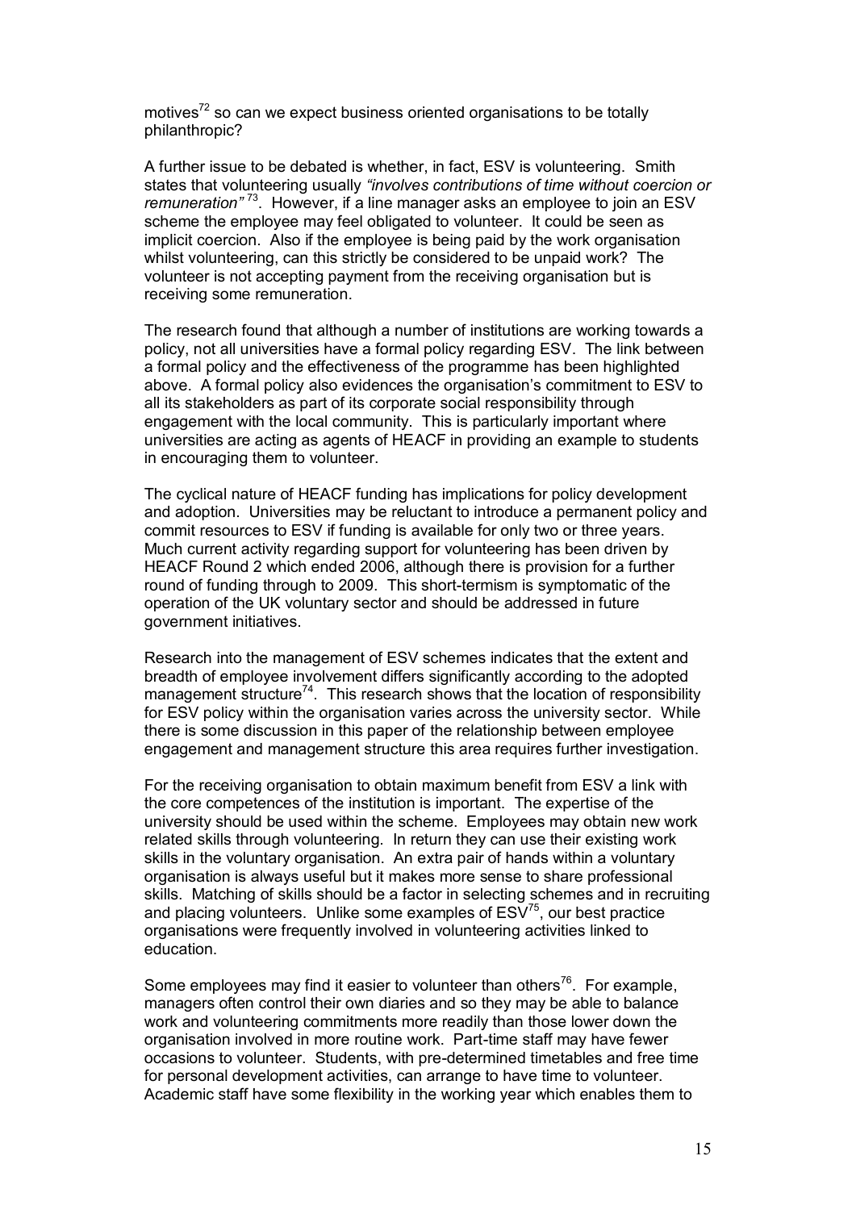motives[72] so can we expect business oriented organisations to be totally philanthropic?

A further issue to be debated is whether, in fact, ESV is volunteering. Smith states that volunteering usually *"involves contributions of time without coercion or remuneration"* [73]. However, if a line manager asks an employee to join an ESV scheme the employee may feel obligated to volunteer. It could be seen as implicit coercion. Also if the employee is being paid by the work organisation whilst volunteering, can this strictly be considered to be unpaid work? The volunteer is not accepting payment from the receiving organisation but is receiving some remuneration.

The research found that although a number of institutions are working towards a policy, not all universities have a formal policy regarding ESV. The link between a formal policy and the effectiveness of the programme has been highlighted above. A formal policy also evidences the organisation's commitment to ESV to all its stakeholders as part of its corporate social responsibility through engagement with the local community. This is particularly important where universities are acting as agents of HEACF in providing an example to students in encouraging them to volunteer.

The cyclical nature of HEACF funding has implications for policy development and adoption. Universities may be reluctant to introduce a permanent policy and commit resources to ESV if funding is available for only two or three years. Much current activity regarding support for volunteering has been driven by HEACF Round 2 which ended 2006, although there is provision for a further round of funding through to 2009. This short-termism is symptomatic of the operation of the UK voluntary sector and should be addressed in future government initiatives.

Research into the management of ESV schemes indicates that the extent and breadth of employee involvement differs significantly according to the adopted management structure[74]. This research shows that the location of responsibility for ESV policy within the organisation varies across the university sector. While there is some discussion in this paper of the relationship between employee engagement and management structure this area requires further investigation.

For the receiving organisation to obtain maximum benefit from ESV a link with the core competences of the institution is important. The expertise of the university should be used within the scheme. Employees may obtain new work related skills through volunteering. In return they can use their existing work skills in the voluntary organisation. An extra pair of hands within a voluntary organisation is always useful but it makes more sense to share professional skills. Matching of skills should be a factor in selecting schemes and in recruiting and placing volunteers. Unlike some examples of ESV[75], our best practice organisations were frequently involved in volunteering activities linked to education.

Some employees may find it easier to volunteer than others[76]. For example, managers often control their own diaries and so they may be able to balance work and volunteering commitments more readily than those lower down the organisation involved in more routine work. Part-time staff may have fewer occasions to volunteer. Students, with pre-determined timetables and free time for personal development activities, can arrange to have time to volunteer. Academic staff have some flexibility in the working year which enables them to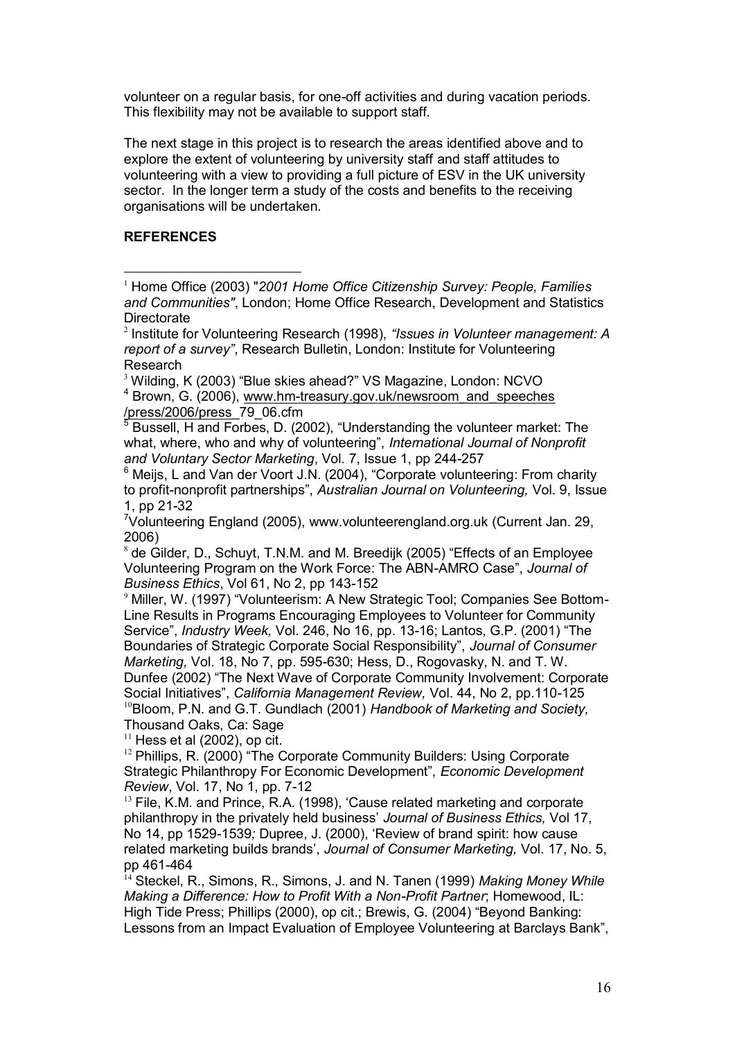volunteer on a regular basis, for one-off activities and during vacation periods. This flexibility may not be available to support staff.

The next stage in this project is to research the areas identified above and to explore the extent of volunteering by university staff and staff attitudes to volunteering with a view to providing a full picture of ESV in the UK university sector. In the longer term a study of the costs and benefits to the receiving organisations will be undertaken.

**REFERENCES**

[1] Home Office (2003) "*2001 Home Office Citizenship Survey: People, Families and Communities"*, London; Home Office Research, Development and Statistics Directorate

[2] Institute for Volunteering Research (1998), *"Issues in Volunteer management: A report of a survey"*, Research Bulletin, London: Institute for Volunteering Research

[3] Wilding, K (2003) "Blue skies ahead?" VS Magazine, London: NCVO

[4] Brown, G. (2006), www.hm-treasury.gov.uk/newsroom_and_speeches /press/2006/press_79_06.cfm

[5] Bussell, H and Forbes, D. (2002), "Understanding the volunteer market: The what, where, who and why of volunteering", *International Journal of Nonprofit and Voluntary Sector Marketing*, Vol. 7, Issue 1, pp 244-257

[6] Meijs, L and Van der Voort J.N. (2004), "Corporate volunteering: From charity to profit-nonprofit partnerships", *Australian Journal on Volunteering,* Vol. 9, Issue 1, pp 21-32

[7] Volunteering England (2005), www.volunteerengland.org.uk (Current Jan. 29, 2006)

[8] de Gilder, D., Schuyt, T.N.M. and M. Breedijk (2005) "Effects of an Employee Volunteering Program on the Work Force: The ABN-AMRO Case", *Journal of Business Ethics*, Vol 61, No 2, pp 143-152

[9] Miller, W. (1997) "Volunteerism: A New Strategic Tool; Companies See Bottom-Line Results in Programs Encouraging Employees to Volunteer for Community Service", *Industry Week,* Vol. 246, No 16, pp. 13-16; Lantos, G.P. (2001) "The Boundaries of Strategic Corporate Social Responsibility", *Journal of Consumer Marketing,* Vol. 18, No 7, pp. 595-630; Hess, D., Rogovasky, N. and T. W. Dunfee (2002) "The Next Wave of Corporate Community Involvement: Corporate Social Initiatives", *California Management Review,* Vol. 44, No 2, pp.110-125

[10] Bloom, P.N. and G.T. Gundlach (2001) *Handbook of Marketing and Society,* Thousand Oaks, Ca: Sage

[11] Hess et al (2002), op cit.

[12] Phillips, R. (2000) "The Corporate Community Builders: Using Corporate Strategic Philanthropy For Economic Development", *Economic Development Review*, Vol. 17, No 1, pp. 7-12

[13] File, K.M. and Prince, R.A. (1998), 'Cause related marketing and corporate philanthropy in the privately held business' *Journal of Business Ethics,* Vol 17, No 14, pp 1529-1539*;* Dupree, J. (2000), 'Review of brand spirit: how cause related marketing builds brands', *Journal of Consumer Marketing,* Vol. 17, No. 5, pp 461-464

[14] Steckel, R., Simons, R., Simons, J. and N. Tanen (1999) *Making Money While Making a Difference: How to Profit With a Non-Profit Partner*; Homewood, IL: High Tide Press; Phillips (2000), op cit.; Brewis, G. (2004) "Beyond Banking: Lessons from an Impact Evaluation of Employee Volunteering at Barclays Bank",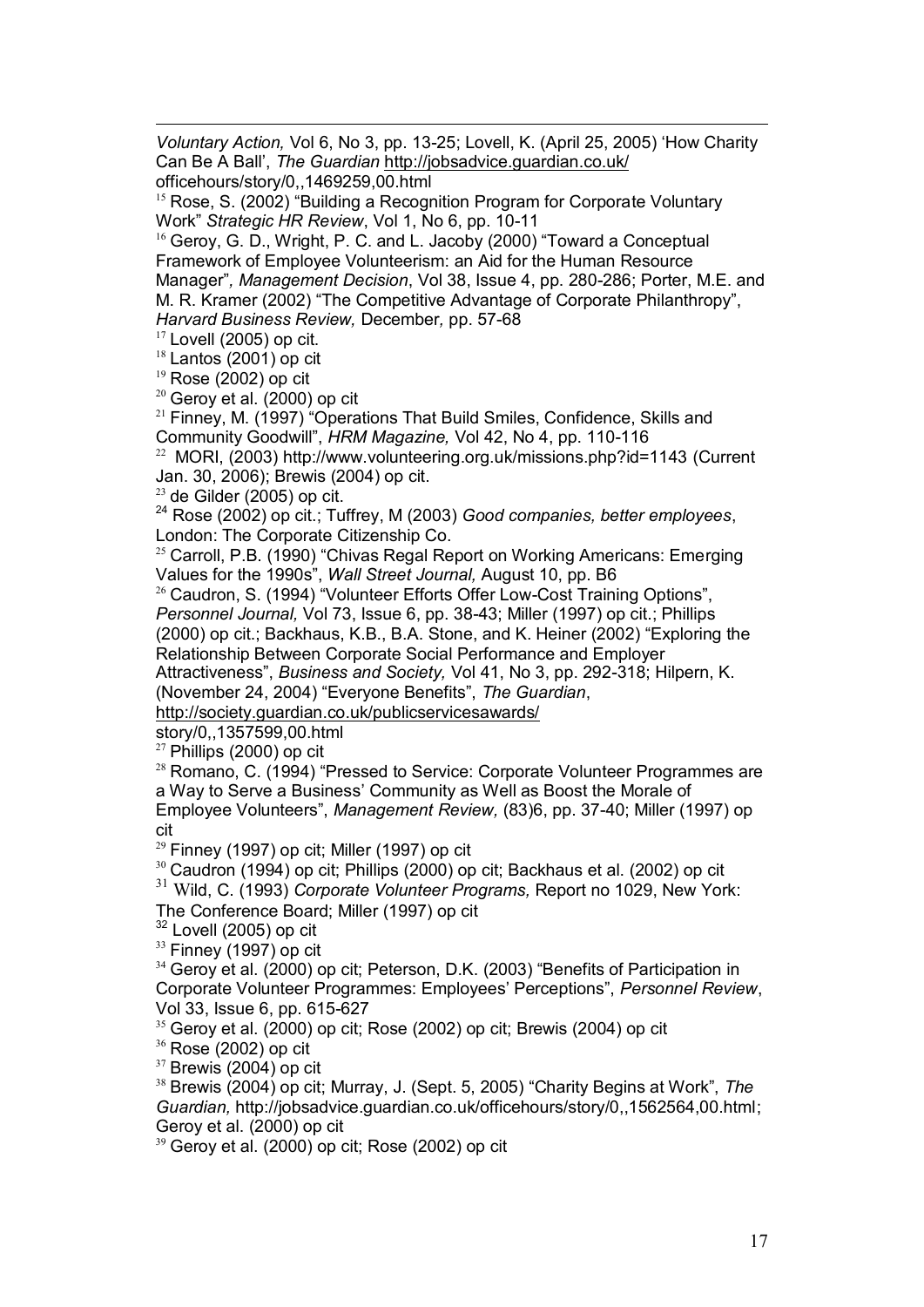*Voluntary Action,* Vol 6, No 3, pp. 13-25; Lovell, K. (April 25, 2005) 'How Charity Can Be A Ball', *The Guardian* http://jobsadvice.guardian.co.uk/officehours/story/0,,1469259,00.html

[15] Rose, S. (2002) "Building a Recognition Program for Corporate Voluntary Work" *Strategic HR Review*, Vol 1, No 6, pp. 10-11

[16] Geroy, G. D., Wright, P. C. and L. Jacoby (2000) "Toward a Conceptual Framework of Employee Volunteerism: an Aid for the Human Resource Manager"*, Management Decision*, Vol 38, Issue 4, pp. 280-286; Porter, M.E. and M. R. Kramer (2002) "The Competitive Advantage of Corporate Philanthropy", *Harvard Business Review,* December*,* pp. 57-68

[17] Lovell (2005) op cit.

[18] Lantos (2001) op cit

[19] Rose (2002) op cit

[20] Geroy et al. (2000) op cit

[21] Finney, M. (1997) "Operations That Build Smiles, Confidence, Skills and Community Goodwill", *HRM Magazine,* Vol 42, No 4, pp. 110-116

[22] MORI, (2003) http://www.volunteering.org.uk/missions.php?id=1143 (Current Jan. 30, 2006); Brewis (2004) op cit.

[23] de Gilder (2005) op cit.

[24] Rose (2002) op cit.; Tuffrey, M (2003) *Good companies, better employees*, London: The Corporate Citizenship Co.

[25] Carroll, P.B. (1990) "Chivas Regal Report on Working Americans: Emerging Values for the 1990s", *Wall Street Journal,* August 10, pp. B6

[26] Caudron, S. (1994) "Volunteer Efforts Offer Low-Cost Training Options", *Personnel Journal,* Vol 73, Issue 6, pp. 38-43; Miller (1997) op cit.; Phillips (2000) op cit.; Backhaus, K.B., B.A. Stone, and K. Heiner (2002) "Exploring the Relationship Between Corporate Social Performance and Employer Attractiveness", *Business and Society,* Vol 41, No 3, pp. 292-318; Hilpern, K. (November 24, 2004) "Everyone Benefits", *The Guardian*, http://society.guardian.co.uk/publicservicesawards/story/0,,1357599,00.html

[27] Phillips (2000) op cit

[28] Romano, C. (1994) "Pressed to Service: Corporate Volunteer Programmes are a Way to Serve a Business' Community as Well as Boost the Morale of Employee Volunteers", *Management Review,* (83)6, pp. 37-40; Miller (1997) op cit

[29] Finney (1997) op cit; Miller (1997) op cit

[30] Caudron (1994) op cit; Phillips (2000) op cit; Backhaus et al. (2002) op cit

[31] Wild, C. (1993) *Corporate Volunteer Programs,* Report no 1029, New York: The Conference Board; Miller (1997) op cit

[32] Lovell (2005) op cit

[33] Finney (1997) op cit

[34] Geroy et al. (2000) op cit; Peterson, D.K. (2003) "Benefits of Participation in Corporate Volunteer Programmes: Employees' Perceptions", *Personnel Review*, Vol 33, Issue 6, pp. 615-627

[35] Geroy et al. (2000) op cit; Rose (2002) op cit; Brewis (2004) op cit

[36] Rose (2002) op cit

[37] Brewis (2004) op cit

[38] Brewis (2004) op cit; Murray, J. (Sept. 5, 2005) "Charity Begins at Work", *The Guardian,* http://jobsadvice.guardian.co.uk/officehours/story/0,,1562564,00.html; Geroy et al. (2000) op cit

[39] Geroy et al. (2000) op cit; Rose (2002) op cit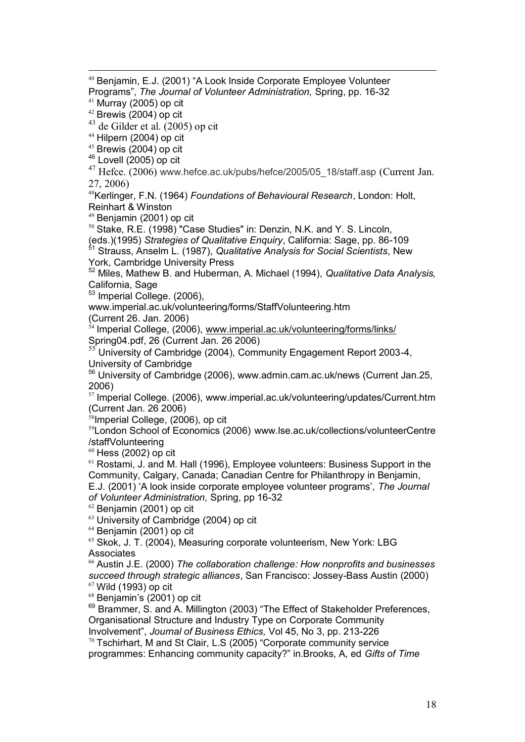[40] Benjamin, E.J. (2001) "A Look Inside Corporate Employee Volunteer Programs", *The Journal of Volunteer Administration,* Spring, pp. 16-32

[41] Murray (2005) op cit

[42] Brewis (2004) op cit

[43] de Gilder et al. (2005) op cit

[44] Hilpern (2004) op cit

[45] Brewis (2004) op cit

[46] Lovell (2005) op cit

[47] Hefce. (2006) www.hefce.ac.uk/pubs/hefce/2005/05_18/staff.asp (Current Jan. 27, 2006)

[48] Kerlinger, F.N. (1964) *Foundations of Behavioural Research*, London: Holt, Reinhart & Winston

[49] Benjamin (2001) op cit

[50] Stake, R.E. (1998) "Case Studies" in: Denzin, N.K. and Y. S. Lincoln, (eds.)(1995) *Strategies of Qualitative Enquiry*, California: Sage, pp. 86-109

[51] Strauss, Anselm L. (1987), *Qualitative Analysis for Social Scientists*, New York, Cambridge University Press

[52] Miles, Mathew B. and Huberman, A. Michael (1994), *Qualitative Data Analysis,* California, Sage

[53] Imperial College. (2006), www.imperial.ac.uk/volunteering/forms/StaffVolunteering.htm (Current 26. Jan. 2006)

[54] Imperial College, (2006), www.imperial.ac.uk/volunteering/forms/links/Spring04.pdf, 26 (Current Jan. 26 2006)

[55] University of Cambridge (2004), Community Engagement Report 2003-4, University of Cambridge

[56] University of Cambridge (2006), www.admin.cam.ac.uk/news (Current Jan.25, 2006)

[57] Imperial College. (2006), www.imperial.ac.uk/volunteering/updates/Current.htm (Current Jan. 26 2006)

[58] Imperial College, (2006), op cit

[59] London School of Economics (2006) www.lse.ac.uk/collections/volunteerCentre/staffVolunteering

[60] Hess (2002) op cit

[61] Rostami, J. and M. Hall (1996), Employee volunteers: Business Support in the Community, Calgary, Canada; Canadian Centre for Philanthropy in Benjamin, E.J. (2001) 'A look inside corporate employee volunteer programs', *The Journal of Volunteer Administration,* Spring, pp 16-32

[62] Benjamin (2001) op cit

[63] University of Cambridge (2004) op cit

[64] Benjamin (2001) op cit

[65] Skok, J. T. (2004), Measuring corporate volunteerism, New York: LBG Associates

[66] Austin J.E. (2000) *The collaboration challenge: How nonprofits and businesses succeed through strategic alliances*, San Francisco: Jossey-Bass Austin (2000)

[67] Wild (1993) op cit

[68] Benjamin's (2001) op cit

[69] Brammer, S. and A. Millington (2003) "The Effect of Stakeholder Preferences, Organisational Structure and Industry Type on Corporate Community Involvement", *Journal of Business Ethics,* Vol 45, No 3, pp. 213-226

[70] Tschirhart, M and St Clair, L.S (2005) "Corporate community service programmes: Enhancing community capacity?" in.Brooks, A, ed *Gifts of Time*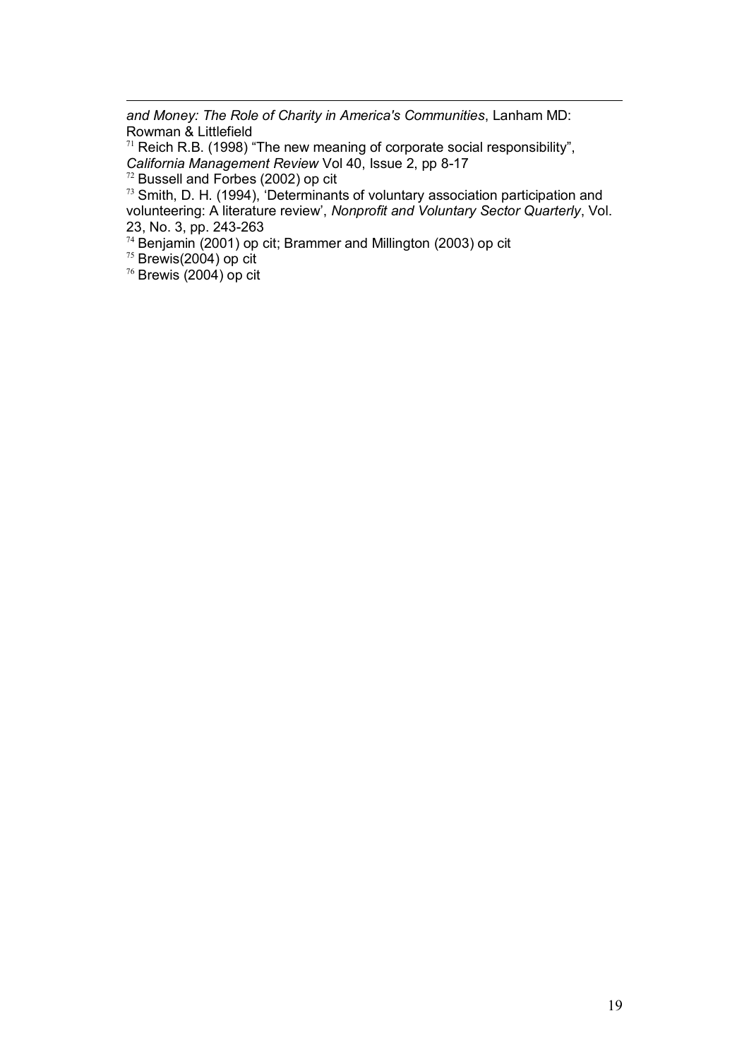*and Money: The Role of Charity in America's Communities*, Lanham MD: Rowman & Littlefield

[71] Reich R.B. (1998) "The new meaning of corporate social responsibility", *California Management Review* Vol 40, Issue 2, pp 8-17

[72] Bussell and Forbes (2002) op cit

[73] Smith, D. H. (1994), 'Determinants of voluntary association participation and volunteering: A literature review', *Nonprofit and Voluntary Sector Quarterly*, Vol. 23, No. 3, pp. 243-263

[74] Benjamin (2001) op cit; Brammer and Millington (2003) op cit

[75] Brewis(2004) op cit

[76] Brewis (2004) op cit